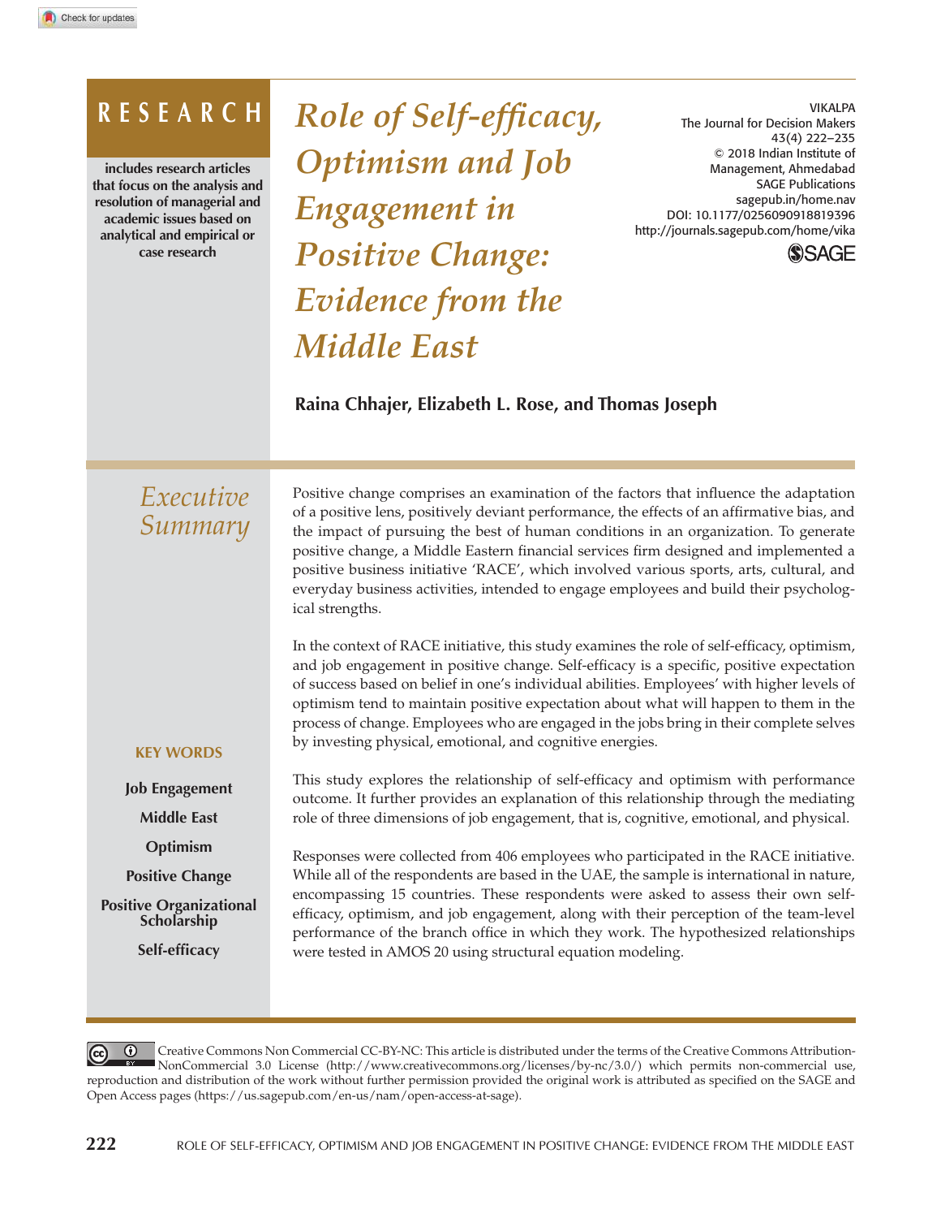# RESEARCH

includes research articles that focus on the analysis and resolution of managerial and academic issues based on analytical and empirical or case research

# Role of Self-efficacy, Optimism and Job Engagement in Positive Change: Evidence from the Middle East

VIKALPA
The Journal for Decision Makers
43(4) 222–235
© 2018 Indian Institute of Management, Ahmedabad
SAGE Publications
sagepub.in/home.nav
DOI: 10.1177/0256090918819396
http://journals.sagepub.com/home/vika

**Raina Chhajer, Elizabeth L. Rose, and Thomas Joseph**

## Executive Summary

Positive change comprises an examination of the factors that influence the adaptation of a positive lens, positively deviant performance, the effects of an affirmative bias, and the impact of pursuing the best of human conditions in an organization. To generate positive change, a Middle Eastern financial services firm designed and implemented a positive business initiative 'RACE', which involved various sports, arts, cultural, and everyday business activities, intended to engage employees and build their psychological strengths.

In the context of RACE initiative, this study examines the role of self-efficacy, optimism, and job engagement in positive change. Self-efficacy is a specific, positive expectation of success based on belief in one's individual abilities. Employees' with higher levels of optimism tend to maintain positive expectation about what will happen to them in the process of change. Employees who are engaged in the jobs bring in their complete selves by investing physical, emotional, and cognitive energies.

This study explores the relationship of self-efficacy and optimism with performance outcome. It further provides an explanation of this relationship through the mediating role of three dimensions of job engagement, that is, cognitive, emotional, and physical.

Responses were collected from 406 employees who participated in the RACE initiative. While all of the respondents are based in the UAE, the sample is international in nature, encompassing 15 countries. These respondents were asked to assess their own self-efficacy, optimism, and job engagement, along with their perception of the team-level performance of the branch office in which they work. The hypothesized relationships were tested in AMOS 20 using structural equation modeling.

**KEY WORDS**

**Job Engagement**

**Middle East**

**Optimism**

**Positive Change**

**Positive Organizational Scholarship**

**Self-efficacy**

Creative Commons Non Commercial CC-BY-NC: This article is distributed under the terms of the Creative Commons Attribution-NonCommercial 3.0 License (http://www.creativecommons.org/licenses/by-nc/3.0/) which permits non-commercial use, reproduction and distribution of the work without further permission provided the original work is attributed as specified on the SAGE and Open Access pages (https://us.sagepub.com/en-us/nam/open-access-at-sage).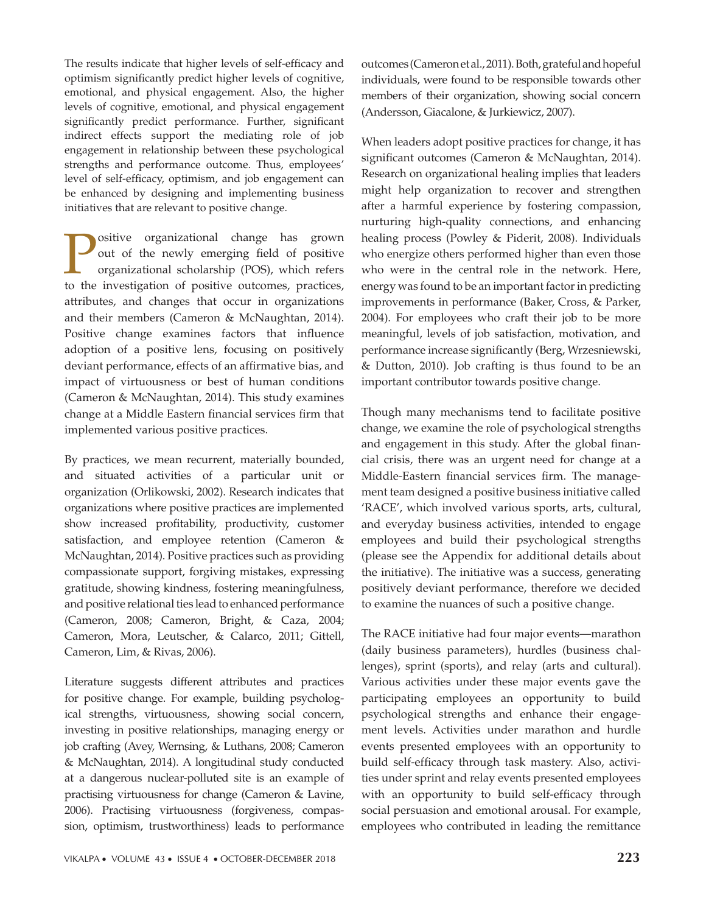The results indicate that higher levels of self-efficacy and optimism significantly predict higher levels of cognitive, emotional, and physical engagement. Also, the higher levels of cognitive, emotional, and physical engagement significantly predict performance. Further, significant indirect effects support the mediating role of job engagement in relationship between these psychological strengths and performance outcome. Thus, employees' level of self-efficacy, optimism, and job engagement can be enhanced by designing and implementing business initiatives that are relevant to positive change.

Positive organizational change has grown out of the newly emerging field of positive organizational scholarship (POS), which refers to the investigation of positive outcomes, practices, attributes, and changes that occur in organizations and their members (Cameron & McNaughtan, 2014). Positive change examines factors that influence adoption of a positive lens, focusing on positively deviant performance, effects of an affirmative bias, and impact of virtuousness or best of human conditions (Cameron & McNaughtan, 2014). This study examines change at a Middle Eastern financial services firm that implemented various positive practices.

By practices, we mean recurrent, materially bounded, and situated activities of a particular unit or organization (Orlikowski, 2002). Research indicates that organizations where positive practices are implemented show increased profitability, productivity, customer satisfaction, and employee retention (Cameron & McNaughtan, 2014). Positive practices such as providing compassionate support, forgiving mistakes, expressing gratitude, showing kindness, fostering meaningfulness, and positive relational ties lead to enhanced performance (Cameron, 2008; Cameron, Bright, & Caza, 2004; Cameron, Mora, Leutscher, & Calarco, 2011; Gittell, Cameron, Lim, & Rivas, 2006).

Literature suggests different attributes and practices for positive change. For example, building psychological strengths, virtuousness, showing social concern, investing in positive relationships, managing energy or job crafting (Avey, Wernsing, & Luthans, 2008; Cameron & McNaughtan, 2014). A longitudinal study conducted at a dangerous nuclear-polluted site is an example of practising virtuousness for change (Cameron & Lavine, 2006). Practising virtuousness (forgiveness, compassion, optimism, trustworthiness) leads to performance outcomes (Cameron et al., 2011). Both, grateful and hopeful individuals, were found to be responsible towards other members of their organization, showing social concern (Andersson, Giacalone, & Jurkiewicz, 2007).

When leaders adopt positive practices for change, it has significant outcomes (Cameron & McNaughtan, 2014). Research on organizational healing implies that leaders might help organization to recover and strengthen after a harmful experience by fostering compassion, nurturing high-quality connections, and enhancing healing process (Powley & Piderit, 2008). Individuals who energize others performed higher than even those who were in the central role in the network. Here, energy was found to be an important factor in predicting improvements in performance (Baker, Cross, & Parker, 2004). For employees who craft their job to be more meaningful, levels of job satisfaction, motivation, and performance increase significantly (Berg, Wrzesniewski, & Dutton, 2010). Job crafting is thus found to be an important contributor towards positive change.

Though many mechanisms tend to facilitate positive change, we examine the role of psychological strengths and engagement in this study. After the global financial crisis, there was an urgent need for change at a Middle-Eastern financial services firm. The management team designed a positive business initiative called 'RACE', which involved various sports, arts, cultural, and everyday business activities, intended to engage employees and build their psychological strengths (please see the Appendix for additional details about the initiative). The initiative was a success, generating positively deviant performance, therefore we decided to examine the nuances of such a positive change.

The RACE initiative had four major events—marathon (daily business parameters), hurdles (business challenges), sprint (sports), and relay (arts and cultural). Various activities under these major events gave the participating employees an opportunity to build psychological strengths and enhance their engagement levels. Activities under marathon and hurdle events presented employees with an opportunity to build self-efficacy through task mastery. Also, activities under sprint and relay events presented employees with an opportunity to build self-efficacy through social persuasion and emotional arousal. For example, employees who contributed in leading the remittance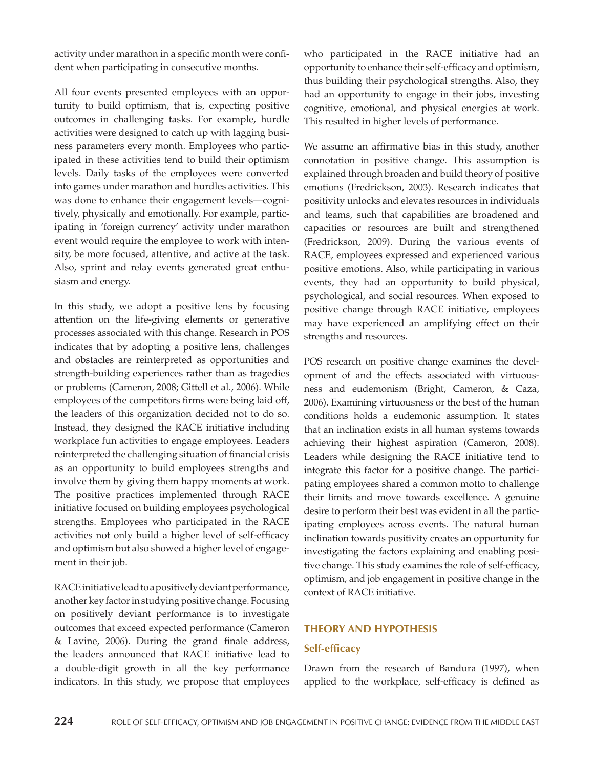activity under marathon in a specific month were confident when participating in consecutive months.

All four events presented employees with an opportunity to build optimism, that is, expecting positive outcomes in challenging tasks. For example, hurdle activities were designed to catch up with lagging business parameters every month. Employees who participated in these activities tend to build their optimism levels. Daily tasks of the employees were converted into games under marathon and hurdles activities. This was done to enhance their engagement levels—cognitively, physically and emotionally. For example, participating in 'foreign currency' activity under marathon event would require the employee to work with intensity, be more focused, attentive, and active at the task. Also, sprint and relay events generated great enthusiasm and energy.

In this study, we adopt a positive lens by focusing attention on the life-giving elements or generative processes associated with this change. Research in POS indicates that by adopting a positive lens, challenges and obstacles are reinterpreted as opportunities and strength-building experiences rather than as tragedies or problems (Cameron, 2008; Gittell et al., 2006). While employees of the competitors firms were being laid off, the leaders of this organization decided not to do so. Instead, they designed the RACE initiative including workplace fun activities to engage employees. Leaders reinterpreted the challenging situation of financial crisis as an opportunity to build employees strengths and involve them by giving them happy moments at work. The positive practices implemented through RACE initiative focused on building employees psychological strengths. Employees who participated in the RACE activities not only build a higher level of self-efficacy and optimism but also showed a higher level of engagement in their job.

RACE initiative lead to a positively deviant performance, another key factor in studying positive change. Focusing on positively deviant performance is to investigate outcomes that exceed expected performance (Cameron & Lavine, 2006). During the grand finale address, the leaders announced that RACE initiative lead to a double-digit growth in all the key performance indicators. In this study, we propose that employees who participated in the RACE initiative had an opportunity to enhance their self-efficacy and optimism, thus building their psychological strengths. Also, they had an opportunity to engage in their jobs, investing cognitive, emotional, and physical energies at work. This resulted in higher levels of performance.

We assume an affirmative bias in this study, another connotation in positive change. This assumption is explained through broaden and build theory of positive emotions (Fredrickson, 2003). Research indicates that positivity unlocks and elevates resources in individuals and teams, such that capabilities are broadened and capacities or resources are built and strengthened (Fredrickson, 2009). During the various events of RACE, employees expressed and experienced various positive emotions. Also, while participating in various events, they had an opportunity to build physical, psychological, and social resources. When exposed to positive change through RACE initiative, employees may have experienced an amplifying effect on their strengths and resources.

POS research on positive change examines the development of and the effects associated with virtuousness and eudemonism (Bright, Cameron, & Caza, 2006). Examining virtuousness or the best of the human conditions holds a eudemonic assumption. It states that an inclination exists in all human systems towards achieving their highest aspiration (Cameron, 2008). Leaders while designing the RACE initiative tend to integrate this factor for a positive change. The participating employees shared a common motto to challenge their limits and move towards excellence. A genuine desire to perform their best was evident in all the participating employees across events. The natural human inclination towards positivity creates an opportunity for investigating the factors explaining and enabling positive change. This study examines the role of self-efficacy, optimism, and job engagement in positive change in the context of RACE initiative.

## THEORY AND HYPOTHESIS

### Self-efficacy

Drawn from the research of Bandura (1997), when applied to the workplace, self-efficacy is defined as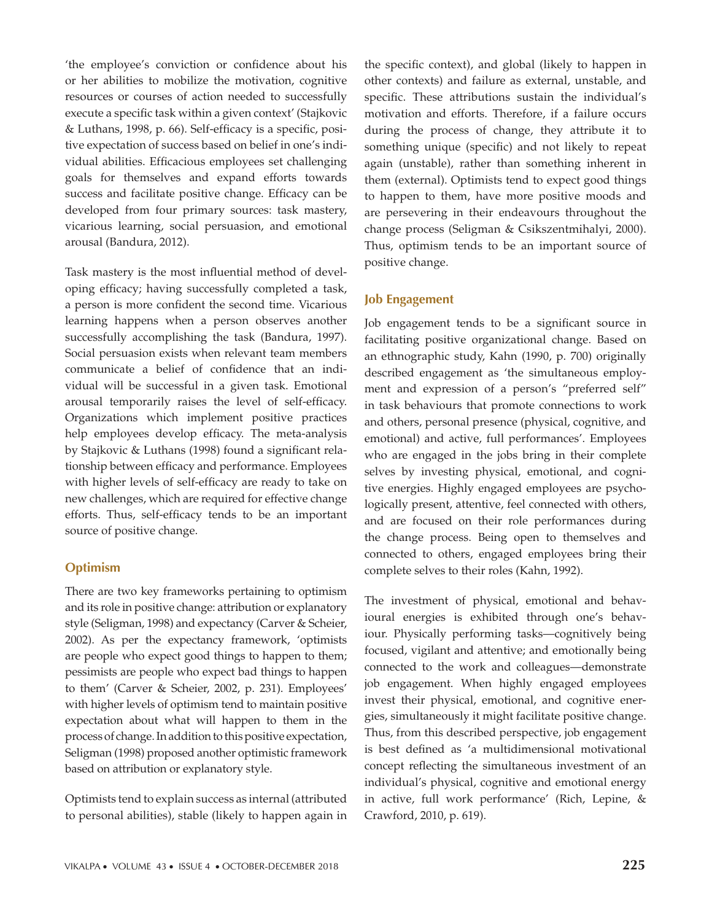'the employee's conviction or confidence about his or her abilities to mobilize the motivation, cognitive resources or courses of action needed to successfully execute a specific task within a given context' (Stajkovic & Luthans, 1998, p. 66). Self-efficacy is a specific, positive expectation of success based on belief in one's individual abilities. Efficacious employees set challenging goals for themselves and expand efforts towards success and facilitate positive change. Efficacy can be developed from four primary sources: task mastery, vicarious learning, social persuasion, and emotional arousal (Bandura, 2012).

Task mastery is the most influential method of developing efficacy; having successfully completed a task, a person is more confident the second time. Vicarious learning happens when a person observes another successfully accomplishing the task (Bandura, 1997). Social persuasion exists when relevant team members communicate a belief of confidence that an individual will be successful in a given task. Emotional arousal temporarily raises the level of self-efficacy. Organizations which implement positive practices help employees develop efficacy. The meta-analysis by Stajkovic & Luthans (1998) found a significant relationship between efficacy and performance. Employees with higher levels of self-efficacy are ready to take on new challenges, which are required for effective change efforts. Thus, self-efficacy tends to be an important source of positive change.

### Optimism

There are two key frameworks pertaining to optimism and its role in positive change: attribution or explanatory style (Seligman, 1998) and expectancy (Carver & Scheier, 2002). As per the expectancy framework, 'optimists are people who expect good things to happen to them; pessimists are people who expect bad things to happen to them' (Carver & Scheier, 2002, p. 231). Employees' with higher levels of optimism tend to maintain positive expectation about what will happen to them in the process of change. In addition to this positive expectation, Seligman (1998) proposed another optimistic framework based on attribution or explanatory style.

Optimists tend to explain success as internal (attributed to personal abilities), stable (likely to happen again in the specific context), and global (likely to happen in other contexts) and failure as external, unstable, and specific. These attributions sustain the individual's motivation and efforts. Therefore, if a failure occurs during the process of change, they attribute it to something unique (specific) and not likely to repeat again (unstable), rather than something inherent in them (external). Optimists tend to expect good things to happen to them, have more positive moods and are persevering in their endeavours throughout the change process (Seligman & Csikszentmihalyi, 2000). Thus, optimism tends to be an important source of positive change.

### Job Engagement

Job engagement tends to be a significant source in facilitating positive organizational change. Based on an ethnographic study, Kahn (1990, p. 700) originally described engagement as 'the simultaneous employment and expression of a person's "preferred self" in task behaviours that promote connections to work and others, personal presence (physical, cognitive, and emotional) and active, full performances'. Employees who are engaged in the jobs bring in their complete selves by investing physical, emotional, and cognitive energies. Highly engaged employees are psychologically present, attentive, feel connected with others, and are focused on their role performances during the change process. Being open to themselves and connected to others, engaged employees bring their complete selves to their roles (Kahn, 1992).

The investment of physical, emotional and behavioural energies is exhibited through one's behaviour. Physically performing tasks—cognitively being focused, vigilant and attentive; and emotionally being connected to the work and colleagues—demonstrate job engagement. When highly engaged employees invest their physical, emotional, and cognitive energies, simultaneously it might facilitate positive change. Thus, from this described perspective, job engagement is best defined as 'a multidimensional motivational concept reflecting the simultaneous investment of an individual's physical, cognitive and emotional energy in active, full work performance' (Rich, Lepine, & Crawford, 2010, p. 619).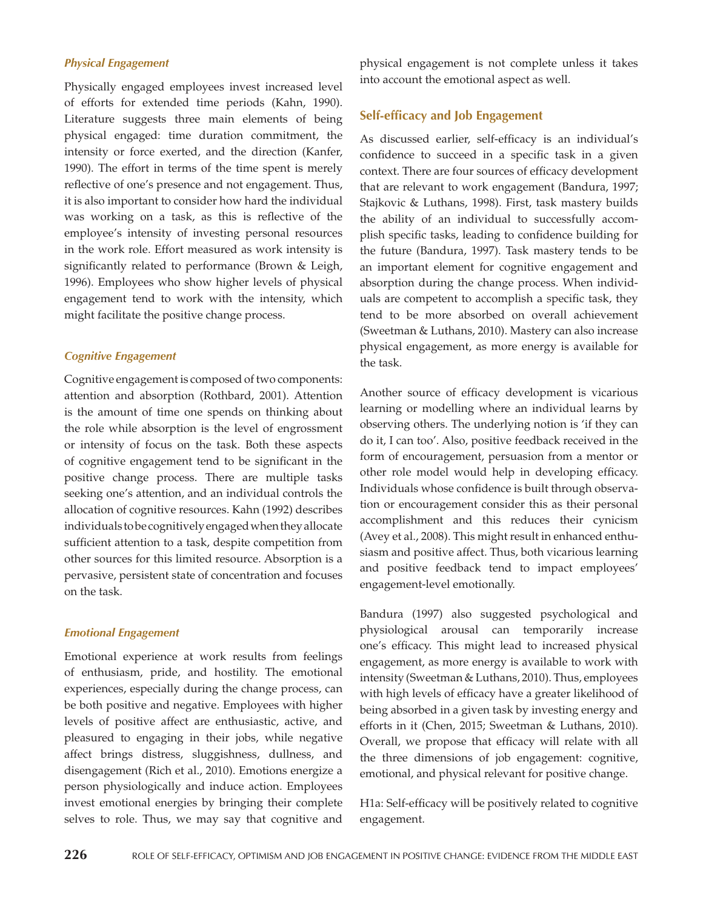### *Physical Engagement*

Physically engaged employees invest increased level of efforts for extended time periods (Kahn, 1990). Literature suggests three main elements of being physical engaged: time duration commitment, the intensity or force exerted, and the direction (Kanfer, 1990). The effort in terms of the time spent is merely reflective of one's presence and not engagement. Thus, it is also important to consider how hard the individual was working on a task, as this is reflective of the employee's intensity of investing personal resources in the work role. Effort measured as work intensity is significantly related to performance (Brown & Leigh, 1996). Employees who show higher levels of physical engagement tend to work with the intensity, which might facilitate the positive change process.

### *Cognitive Engagement*

Cognitive engagement is composed of two components: attention and absorption (Rothbard, 2001). Attention is the amount of time one spends on thinking about the role while absorption is the level of engrossment or intensity of focus on the task. Both these aspects of cognitive engagement tend to be significant in the positive change process. There are multiple tasks seeking one's attention, and an individual controls the allocation of cognitive resources. Kahn (1992) describes individuals to be cognitively engaged when they allocate sufficient attention to a task, despite competition from other sources for this limited resource. Absorption is a pervasive, persistent state of concentration and focuses on the task.

### *Emotional Engagement*

Emotional experience at work results from feelings of enthusiasm, pride, and hostility. The emotional experiences, especially during the change process, can be both positive and negative. Employees with higher levels of positive affect are enthusiastic, active, and pleasured to engaging in their jobs, while negative affect brings distress, sluggishness, dullness, and disengagement (Rich et al., 2010). Emotions energize a person physiologically and induce action. Employees invest emotional energies by bringing their complete selves to role. Thus, we may say that cognitive and physical engagement is not complete unless it takes into account the emotional aspect as well.

## Self-efficacy and Job Engagement

As discussed earlier, self-efficacy is an individual's confidence to succeed in a specific task in a given context. There are four sources of efficacy development that are relevant to work engagement (Bandura, 1997; Stajkovic & Luthans, 1998). First, task mastery builds the ability of an individual to successfully accomplish specific tasks, leading to confidence building for the future (Bandura, 1997). Task mastery tends to be an important element for cognitive engagement and absorption during the change process. When individuals are competent to accomplish a specific task, they tend to be more absorbed on overall achievement (Sweetman & Luthans, 2010). Mastery can also increase physical engagement, as more energy is available for the task.

Another source of efficacy development is vicarious learning or modelling where an individual learns by observing others. The underlying notion is 'if they can do it, I can too'. Also, positive feedback received in the form of encouragement, persuasion from a mentor or other role model would help in developing efficacy. Individuals whose confidence is built through observation or encouragement consider this as their personal accomplishment and this reduces their cynicism (Avey et al., 2008). This might result in enhanced enthusiasm and positive affect. Thus, both vicarious learning and positive feedback tend to impact employees' engagement-level emotionally.

Bandura (1997) also suggested psychological and physiological arousal can temporarily increase one's efficacy. This might lead to increased physical engagement, as more energy is available to work with intensity (Sweetman & Luthans, 2010). Thus, employees with high levels of efficacy have a greater likelihood of being absorbed in a given task by investing energy and efforts in it (Chen, 2015; Sweetman & Luthans, 2010). Overall, we propose that efficacy will relate with all the three dimensions of job engagement: cognitive, emotional, and physical relevant for positive change.

H1a: Self-efficacy will be positively related to cognitive engagement.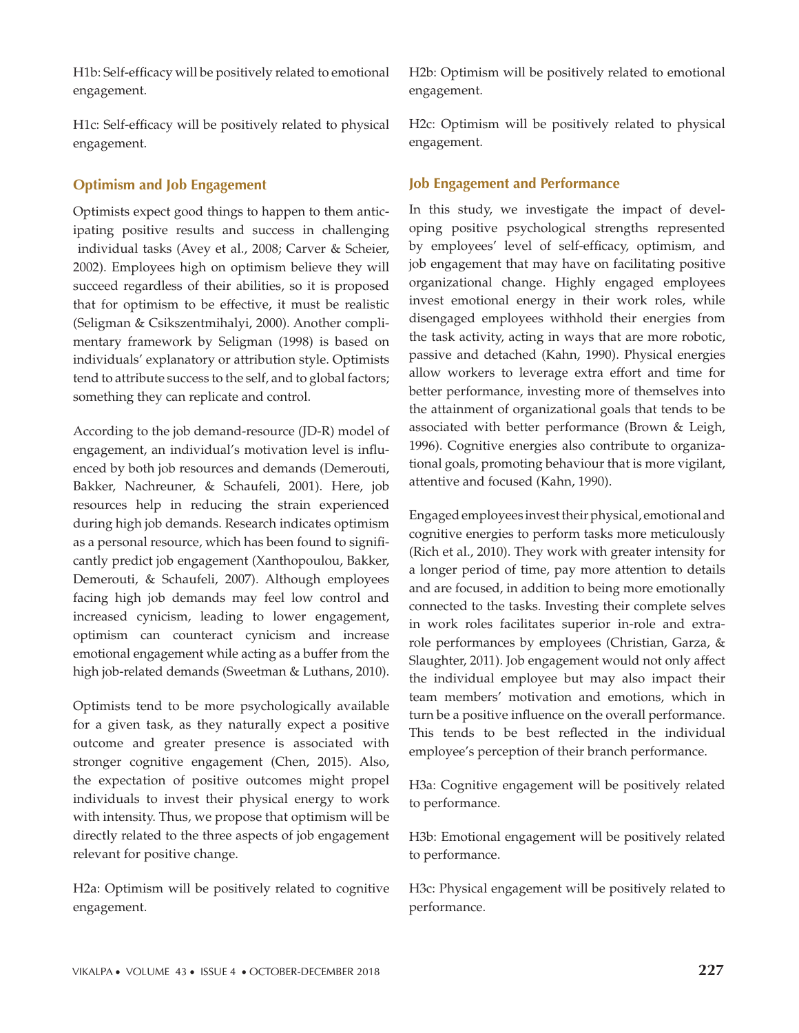H1b: Self-efficacy will be positively related to emotional engagement.

H1c: Self-efficacy will be positively related to physical engagement.

### Optimism and Job Engagement

Optimists expect good things to happen to them anticipating positive results and success in challenging individual tasks (Avey et al., 2008; Carver & Scheier, 2002). Employees high on optimism believe they will succeed regardless of their abilities, so it is proposed that for optimism to be effective, it must be realistic (Seligman & Csikszentmihalyi, 2000). Another complimentary framework by Seligman (1998) is based on individuals' explanatory or attribution style. Optimists tend to attribute success to the self, and to global factors; something they can replicate and control.

According to the job demand-resource (JD-R) model of engagement, an individual's motivation level is influenced by both job resources and demands (Demerouti, Bakker, Nachreuner, & Schaufeli, 2001). Here, job resources help in reducing the strain experienced during high job demands. Research indicates optimism as a personal resource, which has been found to significantly predict job engagement (Xanthopoulou, Bakker, Demerouti, & Schaufeli, 2007). Although employees facing high job demands may feel low control and increased cynicism, leading to lower engagement, optimism can counteract cynicism and increase emotional engagement while acting as a buffer from the high job-related demands (Sweetman & Luthans, 2010).

Optimists tend to be more psychologically available for a given task, as they naturally expect a positive outcome and greater presence is associated with stronger cognitive engagement (Chen, 2015). Also, the expectation of positive outcomes might propel individuals to invest their physical energy to work with intensity. Thus, we propose that optimism will be directly related to the three aspects of job engagement relevant for positive change.

H2a: Optimism will be positively related to cognitive engagement.

H2b: Optimism will be positively related to emotional engagement.

H2c: Optimism will be positively related to physical engagement.

### Job Engagement and Performance

In this study, we investigate the impact of developing positive psychological strengths represented by employees' level of self-efficacy, optimism, and job engagement that may have on facilitating positive organizational change. Highly engaged employees invest emotional energy in their work roles, while disengaged employees withhold their energies from the task activity, acting in ways that are more robotic, passive and detached (Kahn, 1990). Physical energies allow workers to leverage extra effort and time for better performance, investing more of themselves into the attainment of organizational goals that tends to be associated with better performance (Brown & Leigh, 1996). Cognitive energies also contribute to organizational goals, promoting behaviour that is more vigilant, attentive and focused (Kahn, 1990).

Engaged employees invest their physical, emotional and cognitive energies to perform tasks more meticulously (Rich et al., 2010). They work with greater intensity for a longer period of time, pay more attention to details and are focused, in addition to being more emotionally connected to the tasks. Investing their complete selves in work roles facilitates superior in-role and extra-role performances by employees (Christian, Garza, & Slaughter, 2011). Job engagement would not only affect the individual employee but may also impact their team members' motivation and emotions, which in turn be a positive influence on the overall performance. This tends to be best reflected in the individual employee's perception of their branch performance.

H3a: Cognitive engagement will be positively related to performance.

H3b: Emotional engagement will be positively related to performance.

H3c: Physical engagement will be positively related to performance.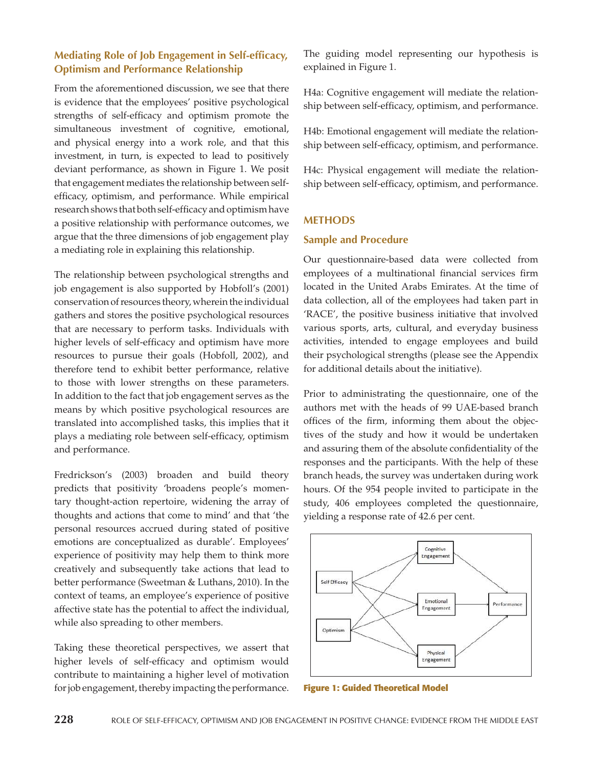### Mediating Role of Job Engagement in Self-efficacy, Optimism and Performance Relationship

From the aforementioned discussion, we see that there is evidence that the employees' positive psychological strengths of self-efficacy and optimism promote the simultaneous investment of cognitive, emotional, and physical energy into a work role, and that this investment, in turn, is expected to lead to positively deviant performance, as shown in Figure 1. We posit that engagement mediates the relationship between self-efficacy, optimism, and performance. While empirical research shows that both self-efficacy and optimism have a positive relationship with performance outcomes, we argue that the three dimensions of job engagement play a mediating role in explaining this relationship.

The relationship between psychological strengths and job engagement is also supported by Hobfoll's (2001) conservation of resources theory, wherein the individual gathers and stores the positive psychological resources that are necessary to perform tasks. Individuals with higher levels of self-efficacy and optimism have more resources to pursue their goals (Hobfoll, 2002), and therefore tend to exhibit better performance, relative to those with lower strengths on these parameters. In addition to the fact that job engagement serves as the means by which positive psychological resources are translated into accomplished tasks, this implies that it plays a mediating role between self-efficacy, optimism and performance.

Fredrickson's (2003) broaden and build theory predicts that positivity 'broadens people's momentary thought-action repertoire, widening the array of thoughts and actions that come to mind' and that 'the personal resources accrued during stated of positive emotions are conceptualized as durable'. Employees' experience of positivity may help them to think more creatively and subsequently take actions that lead to better performance (Sweetman & Luthans, 2010). In the context of teams, an employee's experience of positive affective state has the potential to affect the individual, while also spreading to other members.

Taking these theoretical perspectives, we assert that higher levels of self-efficacy and optimism would contribute to maintaining a higher level of motivation for job engagement, thereby impacting the performance.

The guiding model representing our hypothesis is explained in Figure 1.

H4a: Cognitive engagement will mediate the relationship between self-efficacy, optimism, and performance.

H4b: Emotional engagement will mediate the relationship between self-efficacy, optimism, and performance.

H4c: Physical engagement will mediate the relationship between self-efficacy, optimism, and performance.

## METHODS

### Sample and Procedure

Our questionnaire-based data were collected from employees of a multinational financial services firm located in the United Arabs Emirates. At the time of data collection, all of the employees had taken part in 'RACE', the positive business initiative that involved various sports, arts, cultural, and everyday business activities, intended to engage employees and build their psychological strengths (please see the Appendix for additional details about the initiative).

Prior to administrating the questionnaire, one of the authors met with the heads of 99 UAE-based branch offices of the firm, informing them about the objectives of the study and how it would be undertaken and assuring them of the absolute confidentiality of the responses and the participants. With the help of these branch heads, the survey was undertaken during work hours. Of the 954 people invited to participate in the study, 406 employees completed the questionnaire, yielding a response rate of 42.6 per cent.

**Figure 1: Guided Theoretical Model**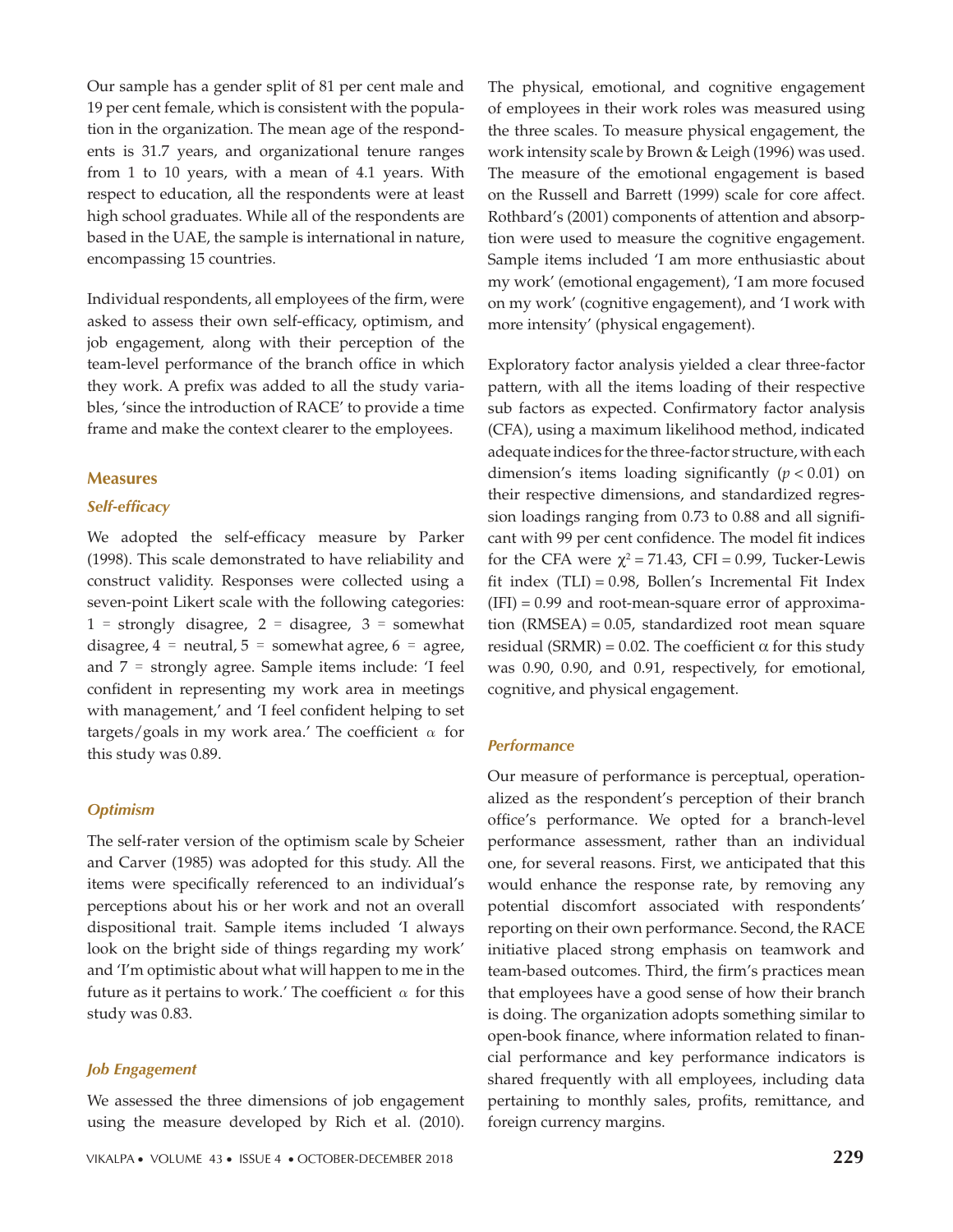Our sample has a gender split of 81 per cent male and 19 per cent female, which is consistent with the population in the organization. The mean age of the respondents is 31.7 years, and organizational tenure ranges from 1 to 10 years, with a mean of 4.1 years. With respect to education, all the respondents were at least high school graduates. While all of the respondents are based in the UAE, the sample is international in nature, encompassing 15 countries.

Individual respondents, all employees of the firm, were asked to assess their own self-efficacy, optimism, and job engagement, along with their perception of the team-level performance of the branch office in which they work. A prefix was added to all the study variables, 'since the introduction of RACE' to provide a time frame and make the context clearer to the employees.

## Measures

### *Self-efficacy*

We adopted the self-efficacy measure by Parker (1998). This scale demonstrated to have reliability and construct validity. Responses were collected using a seven-point Likert scale with the following categories: 1 = strongly disagree, 2 = disagree, 3 = somewhat disagree, 4 = neutral, 5 = somewhat agree, 6 = agree, and 7 = strongly agree. Sample items include: 'I feel confident in representing my work area in meetings with management,' and 'I feel confident helping to set targets/goals in my work area.' The coefficient $\alpha$ for this study was 0.89.

### *Optimism*

The self-rater version of the optimism scale by Scheier and Carver (1985) was adopted for this study. All the items were specifically referenced to an individual's perceptions about his or her work and not an overall dispositional trait. Sample items included 'I always look on the bright side of things regarding my work' and 'I'm optimistic about what will happen to me in the future as it pertains to work.' The coefficient $\alpha$ for this study was 0.83.

### *Job Engagement*

We assessed the three dimensions of job engagement using the measure developed by Rich et al. (2010). The physical, emotional, and cognitive engagement of employees in their work roles was measured using the three scales. To measure physical engagement, the work intensity scale by Brown & Leigh (1996) was used. The measure of the emotional engagement is based on the Russell and Barrett (1999) scale for core affect. Rothbard's (2001) components of attention and absorption were used to measure the cognitive engagement. Sample items included 'I am more enthusiastic about my work' (emotional engagement), 'I am more focused on my work' (cognitive engagement), and 'I work with more intensity' (physical engagement).

Exploratory factor analysis yielded a clear three-factor pattern, with all the items loading of their respective sub factors as expected. Confirmatory factor analysis (CFA), using a maximum likelihood method, indicated adequate indices for the three-factor structure, with each dimension's items loading significantly ($p < 0.01$) on their respective dimensions, and standardized regression loadings ranging from 0.73 to 0.88 and all significant with 99 per cent confidence. The model fit indices for the CFA were $\chi^2 = 71.43$, CFI = 0.99, Tucker-Lewis fit index (TLI) = 0.98, Bollen's Incremental Fit Index (IFI) = 0.99 and root-mean-square error of approximation (RMSEA) = 0.05, standardized root mean square residual (SRMR) = 0.02. The coefficient $\alpha$ for this study was 0.90, 0.90, and 0.91, respectively, for emotional, cognitive, and physical engagement.

### *Performance*

Our measure of performance is perceptual, operationalized as the respondent's perception of their branch office's performance. We opted for a branch-level performance assessment, rather than an individual one, for several reasons. First, we anticipated that this would enhance the response rate, by removing any potential discomfort associated with respondents' reporting on their own performance. Second, the RACE initiative placed strong emphasis on teamwork and team-based outcomes. Third, the firm's practices mean that employees have a good sense of how their branch is doing. The organization adopts something similar to open-book finance, where information related to financial performance and key performance indicators is shared frequently with all employees, including data pertaining to monthly sales, profits, remittance, and foreign currency margins.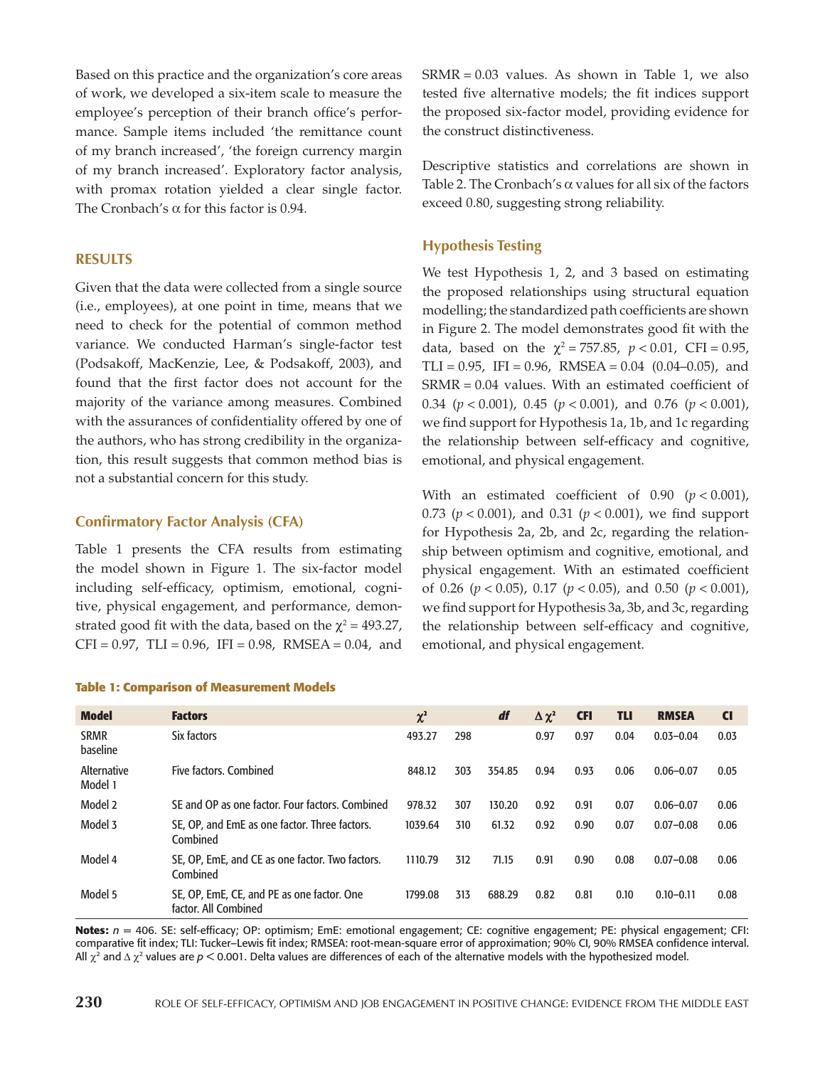Based on this practice and the organization's core areas of work, we developed a six-item scale to measure the employee's perception of their branch office's performance. Sample items included 'the remittance count of my branch increased', 'the foreign currency margin of my branch increased'. Exploratory factor analysis, with promax rotation yielded a clear single factor. The Cronbach's α for this factor is 0.94.

## RESULTS

Given that the data were collected from a single source (i.e., employees), at one point in time, means that we need to check for the potential of common method variance. We conducted Harman's single-factor test (Podsakoff, MacKenzie, Lee, & Podsakoff, 2003), and found that the first factor does not account for the majority of the variance among measures. Combined with the assurances of confidentiality offered by one of the authors, who has strong credibility in the organization, this result suggests that common method bias is not a substantial concern for this study.

### Confirmatory Factor Analysis (CFA)

Table 1 presents the CFA results from estimating the model shown in Figure 1. The six-factor model including self-efficacy, optimism, emotional, cognitive, physical engagement, and performance, demonstrated good fit with the data, based on the $\chi^2 = 493.27$, CFI = 0.97, TLI = 0.96, IFI = 0.98, RMSEA = 0.04, and SRMR = 0.03 values. As shown in Table 1, we also tested five alternative models; the fit indices support the proposed six-factor model, providing evidence for the construct distinctiveness.

Descriptive statistics and correlations are shown in Table 2. The Cronbach's α values for all six of the factors exceed 0.80, suggesting strong reliability.

### Hypothesis Testing

We test Hypothesis 1, 2, and 3 based on estimating the proposed relationships using structural equation modelling; the standardized path coefficients are shown in Figure 2. The model demonstrates good fit with the data, based on the $\chi^2 = 757.85$, $p < 0.01$, CFI = 0.95, TLI = 0.95, IFI = 0.96, RMSEA = 0.04 (0.04–0.05), and SRMR = 0.04 values. With an estimated coefficient of 0.34 ($p < 0.001$), 0.45 ($p < 0.001$), and 0.76 ($p < 0.001$), we find support for Hypothesis 1a, 1b, and 1c regarding the relationship between self-efficacy and cognitive, emotional, and physical engagement.

With an estimated coefficient of 0.90 ($p < 0.001$), 0.73 ($p < 0.001$), and 0.31 ($p < 0.001$), we find support for Hypothesis 2a, 2b, and 2c, regarding the relationship between optimism and cognitive, emotional, and physical engagement. With an estimated coefficient of 0.26 ($p < 0.05$), 0.17 ($p < 0.05$), and 0.50 ($p < 0.001$), we find support for Hypothesis 3a, 3b, and 3c, regarding the relationship between self-efficacy and cognitive, emotional, and physical engagement.

**Table 1: Comparison of Measurement Models**

| Model | Factors | $\chi^2$ | | *df* | $\Delta\chi^2$ | CFI | TLI | RMSEA | CI |
|---|---|---|---|---|---|---|---|---|---|
| SRMR baseline | Six factors | 493.27 | 298 | | 0.97 | 0.97 | 0.04 | 0.03–0.04 | 0.03 |
| Alternative Model 1 | Five factors. Combined | 848.12 | 303 | 354.85 | 0.94 | 0.93 | 0.06 | 0.06–0.07 | 0.05 |
| Model 2 | SE and OP as one factor. Four factors. Combined | 978.32 | 307 | 130.20 | 0.92 | 0.91 | 0.07 | 0.06–0.07 | 0.06 |
| Model 3 | SE, OP, and EmE as one factor. Three factors. Combined | 1039.64 | 310 | 61.32 | 0.92 | 0.90 | 0.07 | 0.07–0.08 | 0.06 |
| Model 4 | SE, OP, EmE, and CE as one factor. Two factors. Combined | 1110.79 | 312 | 71.15 | 0.91 | 0.90 | 0.08 | 0.07–0.08 | 0.06 |
| Model 5 | SE, OP, EmE, CE, and PE as one factor. One factor. All Combined | 1799.08 | 313 | 688.29 | 0.82 | 0.81 | 0.10 | 0.10–0.11 | 0.08 |

**Notes:** $n = 406$. SE: self-efficacy; OP: optimism; EmE: emotional engagement; CE: cognitive engagement; PE: physical engagement; CFI: comparative fit index; TLI: Tucker–Lewis fit index; RMSEA: root-mean-square error of approximation; 90% CI, 90% RMSEA confidence interval. All $\chi^2$ and $\Delta\chi^2$ values are $p < 0.001$. Delta values are differences of each of the alternative models with the hypothesized model.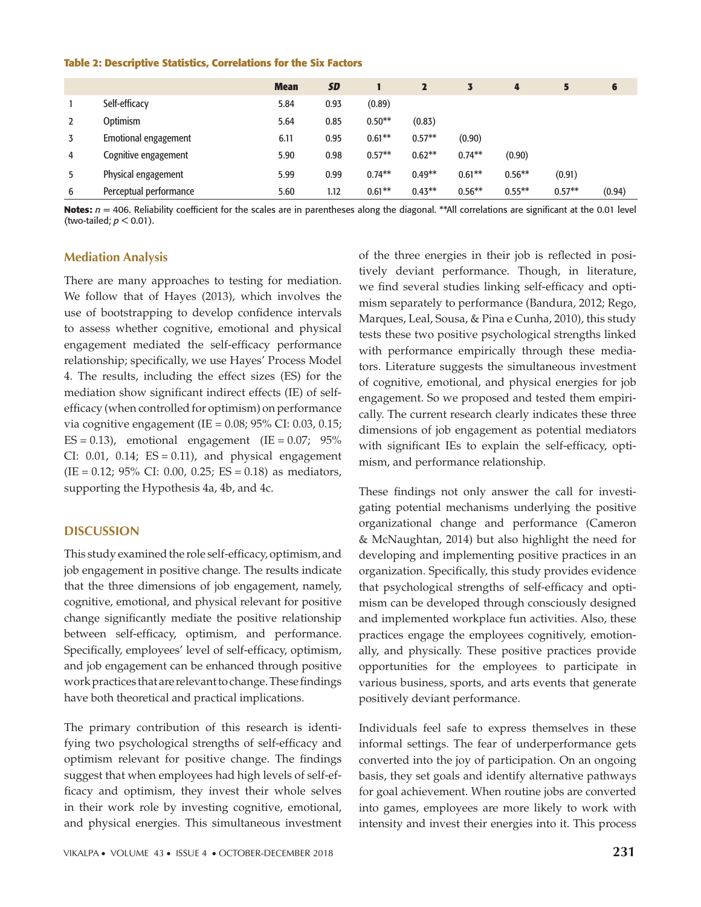**Table 2: Descriptive Statistics, Correlations for the Six Factors**

| | | Mean | SD | 1 | 2 | 3 | 4 | 5 | 6 |
|---|---|---|---|---|---|---|---|---|---|
| 1 | Self-efficacy | 5.84 | 0.93 | (0.89) | | | | | |
| 2 | Optimism | 5.64 | 0.85 | 0.50** | (0.83) | | | | |
| 3 | Emotional engagement | 6.11 | 0.95 | 0.61** | 0.57** | (0.90) | | | |
| 4 | Cognitive engagement | 5.90 | 0.98 | 0.57** | 0.62** | 0.74** | (0.90) | | |
| 5 | Physical engagement | 5.99 | 0.99 | 0.74** | 0.49** | 0.61** | 0.56** | (0.91) | |
| 6 | Perceptual performance | 5.60 | 1.12 | 0.61** | 0.43** | 0.56** | 0.55** | 0.57** | (0.94) |

**Notes:** $n = 406$. Reliability coefficient for the scales are in parentheses along the diagonal. **All correlations are significant at the 0.01 level (two-tailed; $p < 0.01$).

### Mediation Analysis

There are many approaches to testing for mediation. We follow that of Hayes (2013), which involves the use of bootstrapping to develop confidence intervals to assess whether cognitive, emotional and physical engagement mediated the self-efficacy performance relationship; specifically, we use Hayes' Process Model 4. The results, including the effect sizes (ES) for the mediation show significant indirect effects (IE) of self-efficacy (when controlled for optimism) on performance via cognitive engagement (IE = 0.08; 95% CI: 0.03, 0.15; ES = 0.13), emotional engagement (IE = 0.07; 95% CI: 0.01, 0.14; ES = 0.11), and physical engagement (IE = 0.12; 95% CI: 0.00, 0.25; ES = 0.18) as mediators, supporting the Hypothesis 4a, 4b, and 4c.

## DISCUSSION

This study examined the role self-efficacy, optimism, and job engagement in positive change. The results indicate that the three dimensions of job engagement, namely, cognitive, emotional, and physical relevant for positive change significantly mediate the positive relationship between self-efficacy, optimism, and performance. Specifically, employees' level of self-efficacy, optimism, and job engagement can be enhanced through positive work practices that are relevant to change. These findings have both theoretical and practical implications.

The primary contribution of this research is identifying two psychological strengths of self-efficacy and optimism relevant for positive change. The findings suggest that when employees had high levels of self-efficacy and optimism, they invest their whole selves in their work role by investing cognitive, emotional, and physical energies. This simultaneous investment of the three energies in their job is reflected in positively deviant performance. Though, in literature, we find several studies linking self-efficacy and optimism separately to performance (Bandura, 2012; Rego, Marques, Leal, Sousa, & Pina e Cunha, 2010), this study tests these two positive psychological strengths linked with performance empirically through these mediators. Literature suggests the simultaneous investment of cognitive, emotional, and physical energies for job engagement. So we proposed and tested them empirically. The current research clearly indicates these three dimensions of job engagement as potential mediators with significant IEs to explain the self-efficacy, optimism, and performance relationship.

These findings not only answer the call for investigating potential mechanisms underlying the positive organizational change and performance (Cameron & McNaughtan, 2014) but also highlight the need for developing and implementing positive practices in an organization. Specifically, this study provides evidence that psychological strengths of self-efficacy and optimism can be developed through consciously designed and implemented workplace fun activities. Also, these practices engage the employees cognitively, emotionally, and physically. These positive practices provide opportunities for the employees to participate in various business, sports, and arts events that generate positively deviant performance.

Individuals feel safe to express themselves in these informal settings. The fear of underperformance gets converted into the joy of participation. On an ongoing basis, they set goals and identify alternative pathways for goal achievement. When routine jobs are converted into games, employees are more likely to work with intensity and invest their energies into it. This process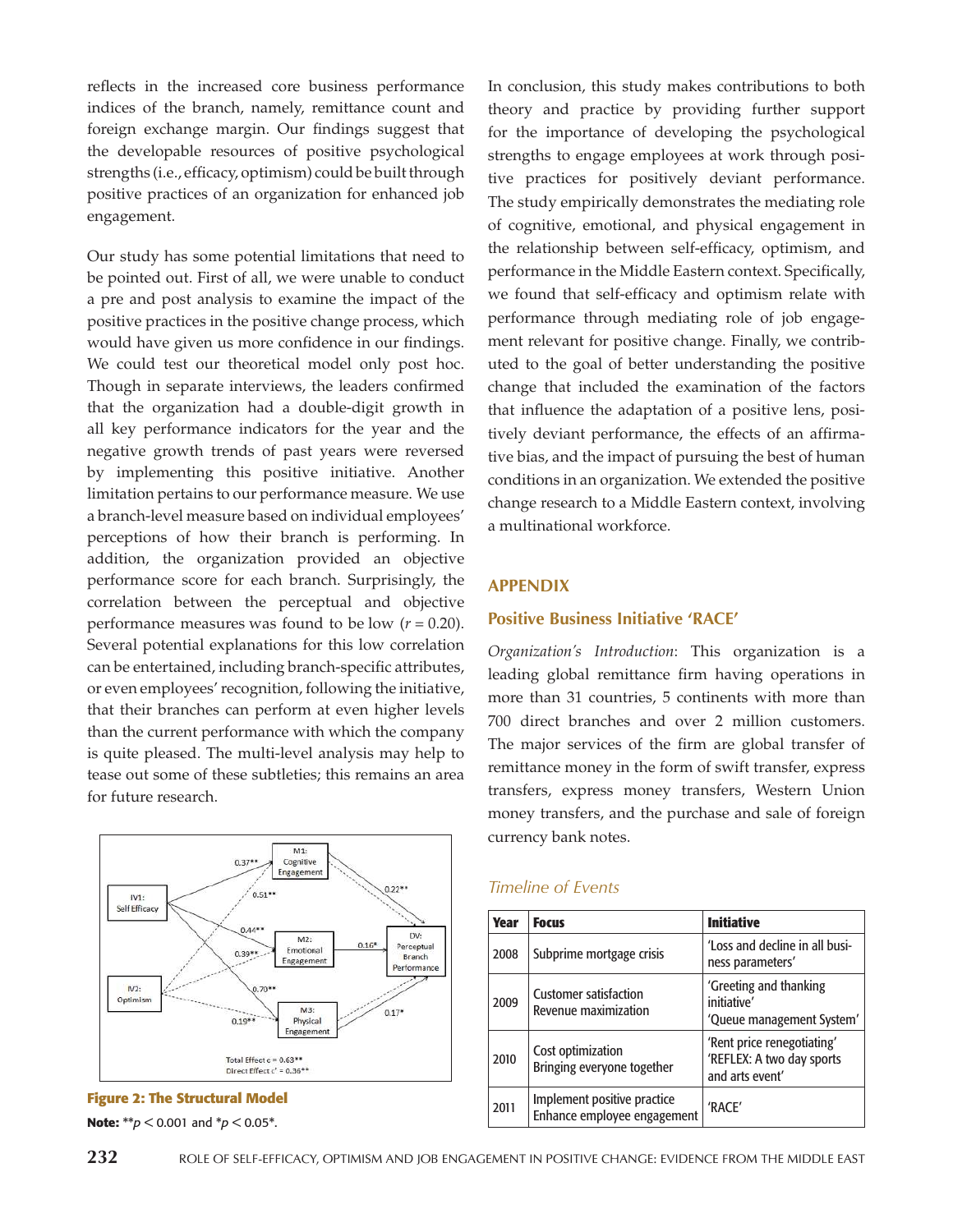reflects in the increased core business performance indices of the branch, namely, remittance count and foreign exchange margin. Our findings suggest that the developable resources of positive psychological strengths (i.e., efficacy, optimism) could be built through positive practices of an organization for enhanced job engagement.

Our study has some potential limitations that need to be pointed out. First of all, we were unable to conduct a pre and post analysis to examine the impact of the positive practices in the positive change process, which would have given us more confidence in our findings. We could test our theoretical model only post hoc. Though in separate interviews, the leaders confirmed that the organization had a double-digit growth in all key performance indicators for the year and the negative growth trends of past years were reversed by implementing this positive initiative. Another limitation pertains to our performance measure. We use a branch-level measure based on individual employees' perceptions of how their branch is performing. In addition, the organization provided an objective performance score for each branch. Surprisingly, the correlation between the perceptual and objective performance measures was found to be low ($r = 0.20$). Several potential explanations for this low correlation can be entertained, including branch-specific attributes, or even employees' recognition, following the initiative, that their branches can perform at even higher levels than the current performance with which the company is quite pleased. The multi-level analysis may help to tease out some of these subtleties; this remains an area for future research.

M1: Cognitive Engagement

IV1: Self Efficacy

M2: Emotional Engagement

DV: Perceptual Branch Performance

IV2: Optimism

M3: Physical Engagement

0.37**

0.51**

0.22**

0.44**

0.39**

0.16*

0.70**

0.19**

0.17*

Total Effect c = 0.63**

Direct Effect c' = 0.36**

**Figure 2: The Structural Model**

**Note:** $^{**}p < 0.001$ and $^{*}p < 0.05$.

In conclusion, this study makes contributions to both theory and practice by providing further support for the importance of developing the psychological strengths to engage employees at work through positive practices for positively deviant performance. The study empirically demonstrates the mediating role of cognitive, emotional, and physical engagement in the relationship between self-efficacy, optimism, and performance in the Middle Eastern context. Specifically, we found that self-efficacy and optimism relate with performance through mediating role of job engagement relevant for positive change. Finally, we contributed to the goal of better understanding the positive change that included the examination of the factors that influence the adaptation of a positive lens, positively deviant performance, the effects of an affirmative bias, and the impact of pursuing the best of human conditions in an organization. We extended the positive change research to a Middle Eastern context, involving a multinational workforce.

## APPENDIX

### Positive Business Initiative 'RACE'

*Organization's Introduction*: This organization is a leading global remittance firm having operations in more than 31 countries, 5 continents with more than 700 direct branches and over 2 million customers. The major services of the firm are global transfer of remittance money in the form of swift transfer, express transfers, express money transfers, Western Union money transfers, and the purchase and sale of foreign currency bank notes.

*Timeline of Events*

| Year | Focus | Initiative |
|---|---|---|
| 2008 | Subprime mortgage crisis | 'Loss and decline in all business parameters' |
| 2009 | Customer satisfaction<br>Revenue maximization | 'Greeting and thanking initiative'<br>'Queue management System' |
| 2010 | Cost optimization<br>Bringing everyone together | 'Rent price renegotiating'<br>'REFLEX: A two day sports and arts event' |
| 2011 | Implement positive practice<br>Enhance employee engagement | 'RACE' |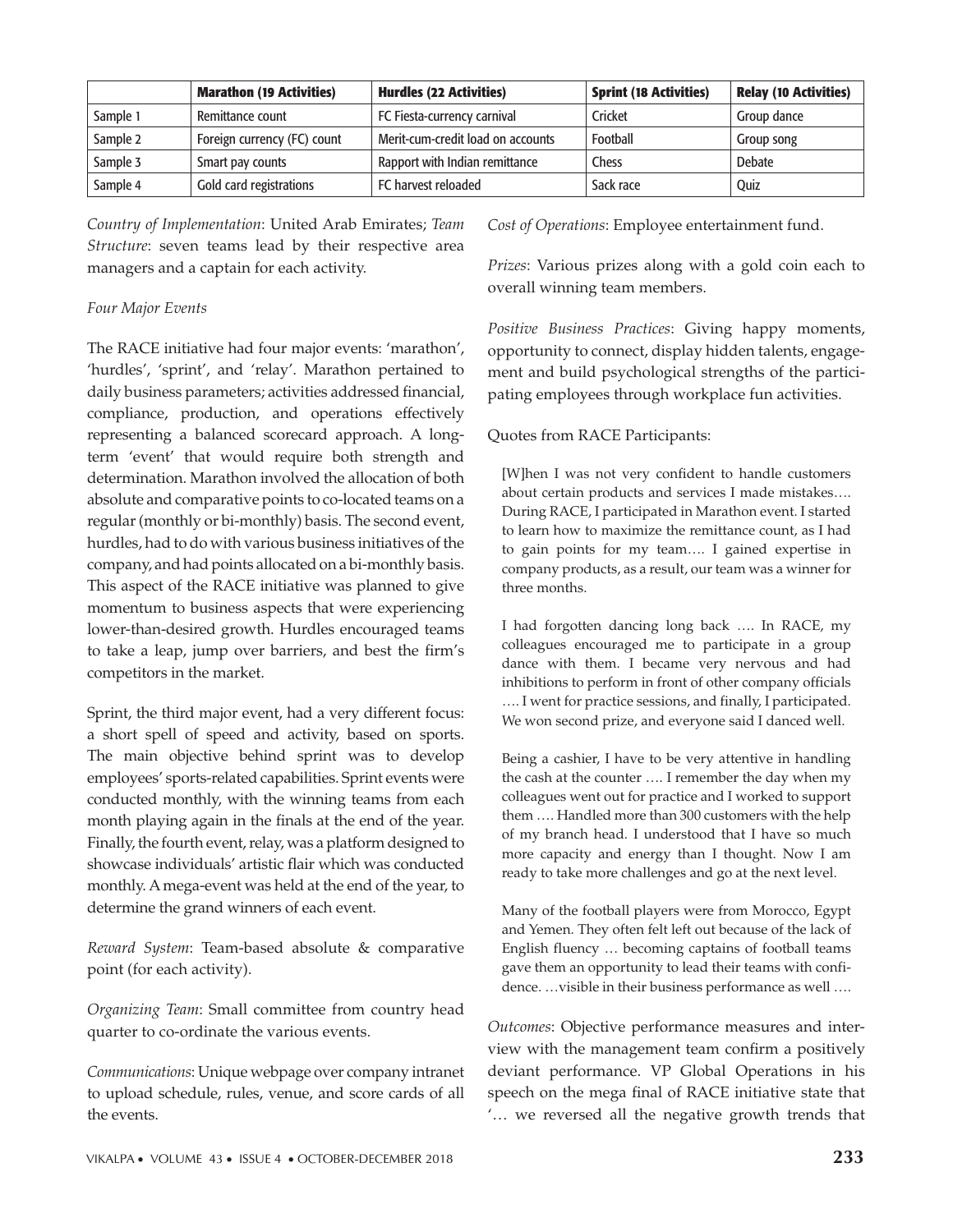| | Marathon (19 Activities) | Hurdles (22 Activities) | Sprint (18 Activities) | Relay (10 Activities) |
|---|---|---|---|---|
| Sample 1 | Remittance count | FC Fiesta-currency carnival | Cricket | Group dance |
| Sample 2 | Foreign currency (FC) count | Merit-cum-credit load on accounts | Football | Group song |
| Sample 3 | Smart pay counts | Rapport with Indian remittance | Chess | Debate |
| Sample 4 | Gold card registrations | FC harvest reloaded | Sack race | Quiz |

*Country of Implementation*: United Arab Emirates; *Team Structure*: seven teams lead by their respective area managers and a captain for each activity.

*Four Major Events*

The RACE initiative had four major events: 'marathon', 'hurdles', 'sprint', and 'relay'. Marathon pertained to daily business parameters; activities addressed financial, compliance, production, and operations effectively representing a balanced scorecard approach. A long-term 'event' that would require both strength and determination. Marathon involved the allocation of both absolute and comparative points to co-located teams on a regular (monthly or bi-monthly) basis. The second event, hurdles, had to do with various business initiatives of the company, and had points allocated on a bi-monthly basis. This aspect of the RACE initiative was planned to give momentum to business aspects that were experiencing lower-than-desired growth. Hurdles encouraged teams to take a leap, jump over barriers, and best the firm's competitors in the market.

Sprint, the third major event, had a very different focus: a short spell of speed and activity, based on sports. The main objective behind sprint was to develop employees' sports-related capabilities. Sprint events were conducted monthly, with the winning teams from each month playing again in the finals at the end of the year. Finally, the fourth event, relay, was a platform designed to showcase individuals' artistic flair which was conducted monthly. A mega-event was held at the end of the year, to determine the grand winners of each event.

*Reward System*: Team-based absolute & comparative point (for each activity).

*Organizing Team*: Small committee from country head quarter to co-ordinate the various events.

*Communications*: Unique webpage over company intranet to upload schedule, rules, venue, and score cards of all the events.

*Cost of Operations*: Employee entertainment fund.

*Prizes*: Various prizes along with a gold coin each to overall winning team members.

*Positive Business Practices*: Giving happy moments, opportunity to connect, display hidden talents, engagement and build psychological strengths of the participating employees through workplace fun activities.

Quotes from RACE Participants:

> [W]hen I was not very confident to handle customers about certain products and services I made mistakes…. During RACE, I participated in Marathon event. I started to learn how to maximize the remittance count, as I had to gain points for my team…. I gained expertise in company products, as a result, our team was a winner for three months.

> I had forgotten dancing long back …. In RACE, my colleagues encouraged me to participate in a group dance with them. I became very nervous and had inhibitions to perform in front of other company officials …. I went for practice sessions, and finally, I participated. We won second prize, and everyone said I danced well.

> Being a cashier, I have to be very attentive in handling the cash at the counter …. I remember the day when my colleagues went out for practice and I worked to support them …. Handled more than 300 customers with the help of my branch head. I understood that I have so much more capacity and energy than I thought. Now I am ready to take more challenges and go at the next level.

> Many of the football players were from Morocco, Egypt and Yemen. They often felt left out because of the lack of English fluency … becoming captains of football teams gave them an opportunity to lead their teams with confidence. …visible in their business performance as well ….

*Outcomes*: Objective performance measures and interview with the management team confirm a positively deviant performance. VP Global Operations in his speech on the mega final of RACE initiative state that '… we reversed all the negative growth trends that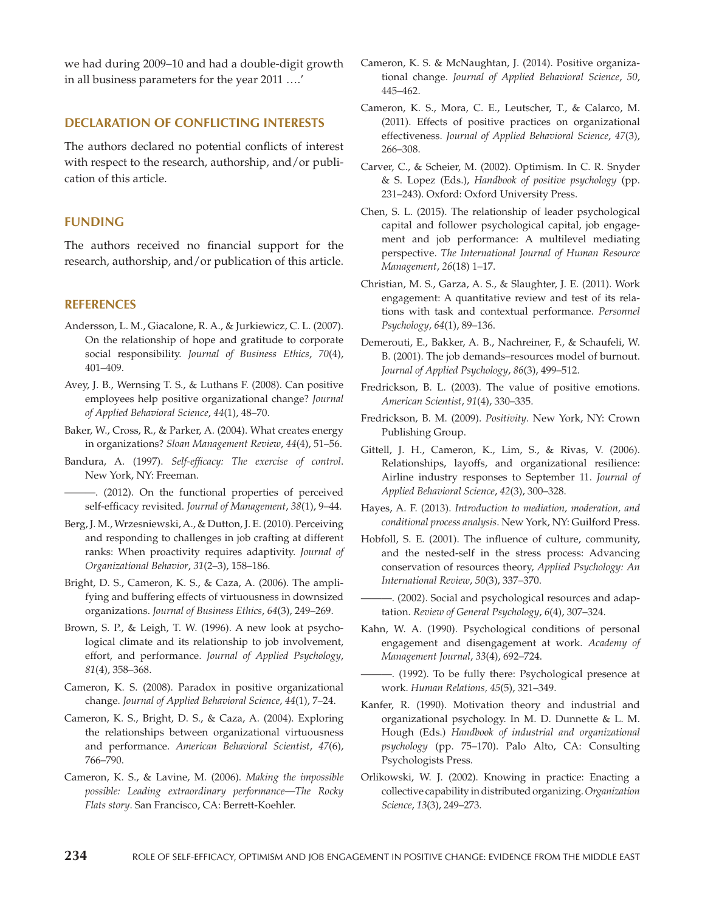we had during 2009–10 and had a double-digit growth in all business parameters for the year 2011 ….'

## DECLARATION OF CONFLICTING INTERESTS

The authors declared no potential conflicts of interest with respect to the research, authorship, and/or publication of this article.

## FUNDING

The authors received no financial support for the research, authorship, and/or publication of this article.

## REFERENCES

Andersson, L. M., Giacalone, R. A., & Jurkiewicz, C. L. (2007). On the relationship of hope and gratitude to corporate social responsibility. *Journal of Business Ethics*, *70*(4), 401–409.

Avey, J. B., Wernsing T. S., & Luthans F. (2008). Can positive employees help positive organizational change? *Journal of Applied Behavioral Science*, *44*(1), 48–70.

Baker, W., Cross, R., & Parker, A. (2004). What creates energy in organizations? *Sloan Management Review*, *44*(4), 51–56.

Bandura, A. (1997). *Self-efficacy: The exercise of control*. New York, NY: Freeman.

———. (2012). On the functional properties of perceived self-efficacy revisited. *Journal of Management*, *38*(1), 9–44.

Berg, J. M., Wrzesniewski, A., & Dutton, J. E. (2010). Perceiving and responding to challenges in job crafting at different ranks: When proactivity requires adaptivity. *Journal of Organizational Behavior*, *31*(2–3), 158–186.

Bright, D. S., Cameron, K. S., & Caza, A. (2006). The amplifying and buffering effects of virtuousness in downsized organizations. *Journal of Business Ethics*, *64*(3), 249–269.

Brown, S. P., & Leigh, T. W. (1996). A new look at psychological climate and its relationship to job involvement, effort, and performance. *Journal of Applied Psychology*, *81*(4), 358–368.

Cameron, K. S. (2008). Paradox in positive organizational change. *Journal of Applied Behavioral Science*, *44*(1), 7–24.

Cameron, K. S., Bright, D. S., & Caza, A. (2004). Exploring the relationships between organizational virtuousness and performance. *American Behavioral Scientist*, *47*(6), 766–790.

Cameron, K. S., & Lavine, M. (2006). *Making the impossible possible: Leading extraordinary performance—The Rocky Flats story*. San Francisco, CA: Berrett-Koehler.

Cameron, K. S. & McNaughtan, J. (2014). Positive organizational change. *Journal of Applied Behavioral Science*, *50*, 445–462.

Cameron, K. S., Mora, C. E., Leutscher, T., & Calarco, M. (2011). Effects of positive practices on organizational effectiveness. *Journal of Applied Behavioral Science*, *47*(3), 266–308.

Carver, C., & Scheier, M. (2002). Optimism. In C. R. Snyder & S. Lopez (Eds.), *Handbook of positive psychology* (pp. 231–243). Oxford: Oxford University Press.

Chen, S. L. (2015). The relationship of leader psychological capital and follower psychological capital, job engagement and job performance: A multilevel mediating perspective. *The International Journal of Human Resource Management*, *26*(18) 1–17.

Christian, M. S., Garza, A. S., & Slaughter, J. E. (2011). Work engagement: A quantitative review and test of its relations with task and contextual performance. *Personnel Psychology*, *64*(1), 89–136.

Demerouti, E., Bakker, A. B., Nachreiner, F., & Schaufeli, W. B. (2001). The job demands–resources model of burnout. *Journal of Applied Psychology*, *86*(3), 499–512.

Fredrickson, B. L. (2003). The value of positive emotions. *American Scientist*, *91*(4), 330–335.

Fredrickson, B. M. (2009). *Positivity*. New York, NY: Crown Publishing Group.

Gittell, J. H., Cameron, K., Lim, S., & Rivas, V. (2006). Relationships, layoffs, and organizational resilience: Airline industry responses to September 11. *Journal of Applied Behavioral Science*, *42*(3), 300–328.

Hayes, A. F. (2013). *Introduction to mediation, moderation, and conditional process analysis*. New York, NY: Guilford Press.

Hobfoll, S. E. (2001). The influence of culture, community, and the nested-self in the stress process: Advancing conservation of resources theory, *Applied Psychology: An International Review*, *50*(3), 337–370.

———. (2002). Social and psychological resources and adaptation. *Review of General Psychology*, *6*(4), 307–324.

Kahn, W. A. (1990). Psychological conditions of personal engagement and disengagement at work. *Academy of Management Journal*, *33*(4), 692–724.

———. (1992). To be fully there: Psychological presence at work. *Human Relations*, *45*(5), 321–349.

Kanfer, R. (1990). Motivation theory and industrial and organizational psychology. In M. D. Dunnette & L. M. Hough (Eds.) *Handbook of industrial and organizational psychology* (pp. 75–170). Palo Alto, CA: Consulting Psychologists Press.

Orlikowski, W. J. (2002). Knowing in practice: Enacting a collective capability in distributed organizing. *Organization Science*, *13*(3), 249–273.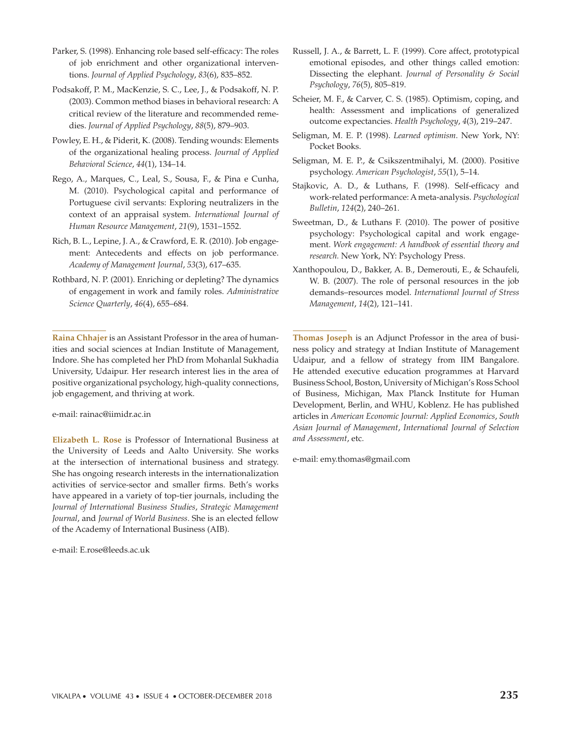Parker, S. (1998). Enhancing role based self-efficacy: The roles of job enrichment and other organizational interventions. *Journal of Applied Psychology*, *83*(6), 835–852.

Podsakoff, P. M., MacKenzie, S. C., Lee, J., & Podsakoff, N. P. (2003). Common method biases in behavioral research: A critical review of the literature and recommended remedies. *Journal of Applied Psychology*, *88*(5), 879–903.

Powley, E. H., & Piderit, K. (2008). Tending wounds: Elements of the organizational healing process. *Journal of Applied Behavioral Science*, *44*(1), 134–14.

Rego, A., Marques, C., Leal, S., Sousa, F., & Pina e Cunha, M. (2010). Psychological capital and performance of Portuguese civil servants: Exploring neutralizers in the context of an appraisal system. *International Journal of Human Resource Management*, *21*(9), 1531–1552.

Rich, B. L., Lepine, J. A., & Crawford, E. R. (2010). Job engagement: Antecedents and effects on job performance. *Academy of Management Journal*, *53*(3), 617–635.

Rothbard, N. P. (2001). Enriching or depleting? The dynamics of engagement in work and family roles. *Administrative Science Quarterly*, *46*(4), 655–684.

Russell, J. A., & Barrett, L. F. (1999). Core affect, prototypical emotional episodes, and other things called emotion: Dissecting the elephant. *Journal of Personality & Social Psychology*, *76*(5), 805–819.

Scheier, M. F., & Carver, C. S. (1985). Optimism, coping, and health: Assessment and implications of generalized outcome expectancies. *Health Psychology*, *4*(3), 219–247.

Seligman, M. E. P. (1998). *Learned optimism*. New York, NY: Pocket Books.

Seligman, M. E. P., & Csikszentmihalyi, M. (2000). Positive psychology. *American Psychologist*, *55*(1), 5–14.

Stajkovic, A. D., & Luthans, F. (1998). Self-efficacy and work-related performance: A meta-analysis. *Psychological Bulletin*, *124*(2), 240–261.

Sweetman, D., & Luthans F. (2010). The power of positive psychology: Psychological capital and work engagement. *Work engagement: A handbook of essential theory and research.* New York, NY: Psychology Press.

Xanthopoulou, D., Bakker, A. B., Demerouti, E., & Schaufeli, W. B. (2007). The role of personal resources in the job demands–resources model. *International Journal of Stress Management*, *14*(2), 121–141.

---

**Raina Chhajer** is an Assistant Professor in the area of humanities and social sciences at Indian Institute of Management, Indore. She has completed her PhD from Mohanlal Sukhadia University, Udaipur. Her research interest lies in the area of positive organizational psychology, high-quality connections, job engagement, and thriving at work.

e-mail: rainac@iimidr.ac.in

**Elizabeth L. Rose** is Professor of International Business at the University of Leeds and Aalto University. She works at the intersection of international business and strategy. She has ongoing research interests in the internationalization activities of service-sector and smaller firms. Beth's works have appeared in a variety of top-tier journals, including the *Journal of International Business Studies*, *Strategic Management Journal*, and *Journal of World Business*. She is an elected fellow of the Academy of International Business (AIB).

e-mail: E.rose@leeds.ac.uk

**Thomas Joseph** is an Adjunct Professor in the area of business policy and strategy at Indian Institute of Management Udaipur, and a fellow of strategy from IIM Bangalore. He attended executive education programmes at Harvard Business School, Boston, University of Michigan's Ross School of Business, Michigan, Max Planck Institute for Human Development, Berlin, and WHU, Koblenz. He has published articles in *American Economic Journal: Applied Economics*, *South Asian Journal of Management*, *International Journal of Selection and Assessment*, etc.

e-mail: emy.thomas@gmail.com